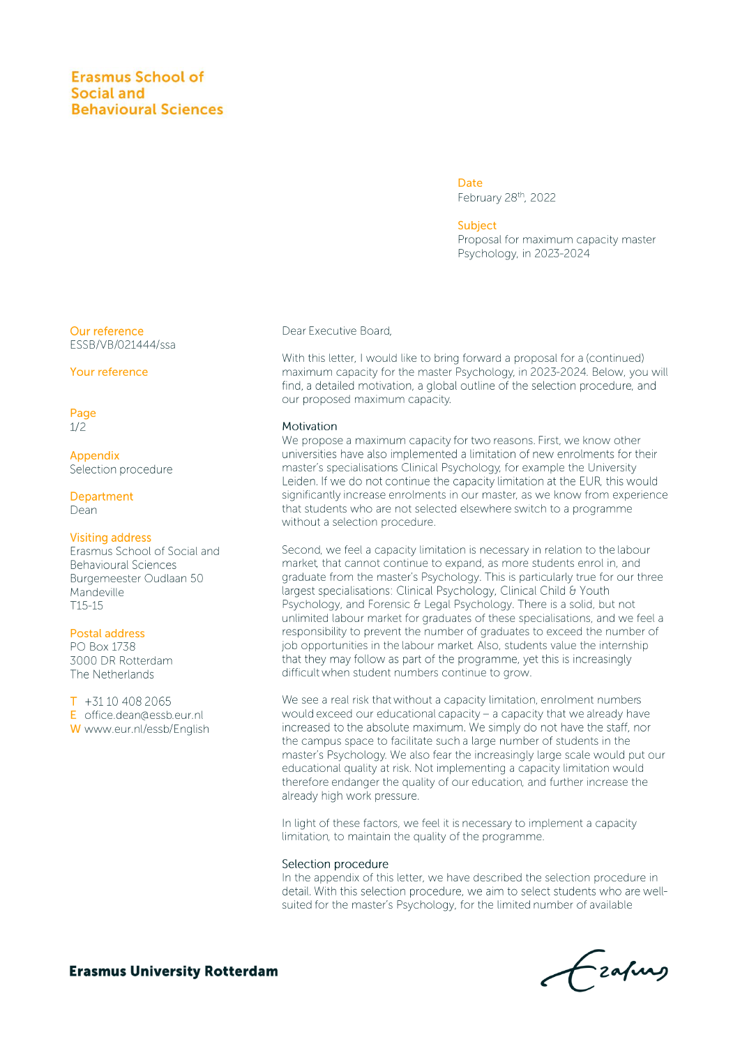**Erasmus School of Social and Behavioural Sciences**

Date
February 28th, 2022

Subject
Proposal for maximum capacity master Psychology, in 2023-2024

Our reference
ESSB/VB/021444/ssa

Your reference

Appendix
Selection procedure

Department
Dean

Visiting address
Erasmus School of Social and Behavioural Sciences
Burgemeester Oudlaan 50
Mandeville
T15-15

Postal address
PO Box 1738
3000 DR Rotterdam
The Netherlands

T +31 10 408 2065
E office.dean@essb.eur.nl
W www.eur.nl/essb/English

Dear Executive Board,

With this letter, I would like to bring forward a proposal for a (continued) maximum capacity for the master Psychology, in 2023-2024. Below, you will find, a detailed motivation, a global outline of the selection procedure, and our proposed maximum capacity.

### Motivation

We propose a maximum capacity for two reasons. First, we know other universities have also implemented a limitation of new enrolments for their master's specialisations Clinical Psychology, for example the University Leiden. If we do not continue the capacity limitation at the EUR, this would significantly increase enrolments in our master, as we know from experience that students who are not selected elsewhere switch to a programme without a selection procedure.

Second, we feel a capacity limitation is necessary in relation to the labour market, that cannot continue to expand, as more students enrol in, and graduate from the master's Psychology. This is particularly true for our three largest specialisations: Clinical Psychology, Clinical Child & Youth Psychology, and Forensic & Legal Psychology. There is a solid, but not unlimited labour market for graduates of these specialisations, and we feel a responsibility to prevent the number of graduates to exceed the number of job opportunities in the labour market. Also, students value the internship that they may follow as part of the programme, yet this is increasingly difficult when student numbers continue to grow.

We see a real risk that without a capacity limitation, enrolment numbers would exceed our educational capacity – a capacity that we already have increased to the absolute maximum. We simply do not have the staff, nor the campus space to facilitate such a large number of students in the master's Psychology. We also fear the increasingly large scale would put our educational quality at risk. Not implementing a capacity limitation would therefore endanger the quality of our education, and further increase the already high work pressure.

In light of these factors, we feel it is necessary to implement a capacity limitation, to maintain the quality of the programme.

### Selection procedure

In the appendix of this letter, we have described the selection procedure in detail. With this selection procedure, we aim to select students who are well-suited for the master's Psychology, for the limited number of available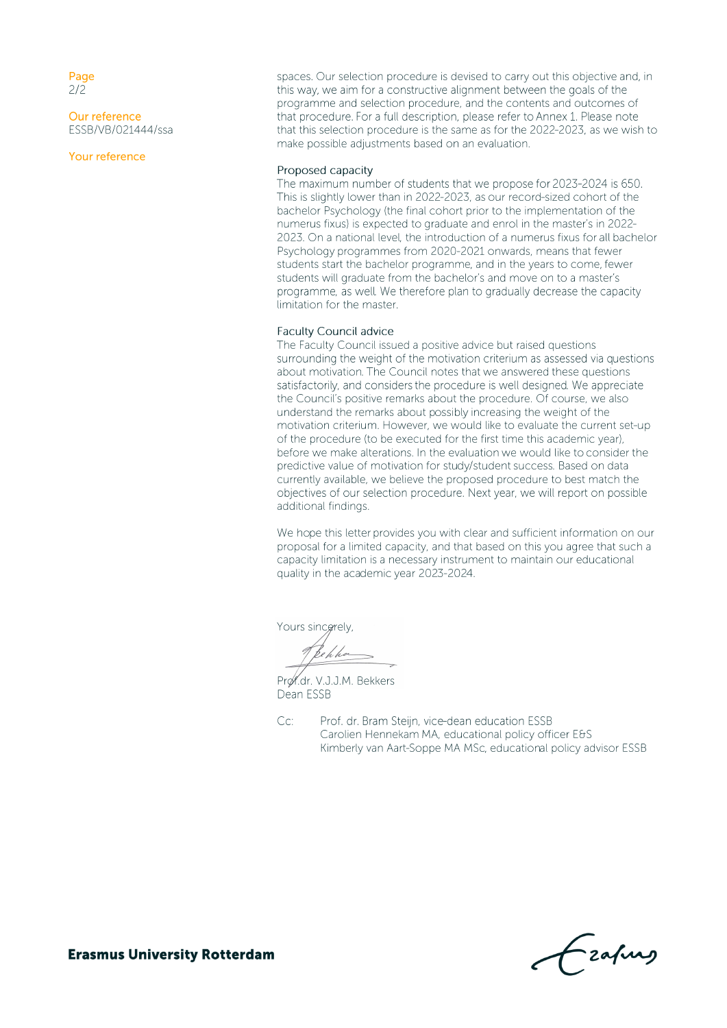Our reference
ESSB/VB/021444/ssa

Your reference

spaces. Our selection procedure is devised to carry out this objective and, in this way, we aim for a constructive alignment between the goals of the programme and selection procedure, and the contents and outcomes of that procedure. For a full description, please refer to Annex 1. Please note that this selection procedure is the same as for the 2022-2023, as we wish to make possible adjustments based on an evaluation.

### Proposed capacity

The maximum number of students that we propose for 2023-2024 is 650. This is slightly lower than in 2022-2023, as our record-sized cohort of the bachelor Psychology (the final cohort prior to the implementation of the numerus fixus) is expected to graduate and enrol in the master's in 2022-2023. On a national level, the introduction of a numerus fixus for all bachelor Psychology programmes from 2020-2021 onwards, means that fewer students start the bachelor programme, and in the years to come, fewer students will graduate from the bachelor's and move on to a master's programme, as well. We therefore plan to gradually decrease the capacity limitation for the master.

### Faculty Council advice

The Faculty Council issued a positive advice but raised questions surrounding the weight of the motivation criterium as assessed via questions about motivation. The Council notes that we answered these questions satisfactorily, and considers the procedure is well designed. We appreciate the Council's positive remarks about the procedure. Of course, we also understand the remarks about possibly increasing the weight of the motivation criterium. However, we would like to evaluate the current set-up of the procedure (to be executed for the first time this academic year), before we make alterations. In the evaluation we would like to consider the predictive value of motivation for study/student success. Based on data currently available, we believe the proposed procedure to best match the objectives of our selection procedure. Next year, we will report on possible additional findings.

We hope this letter provides you with clear and sufficient information on our proposal for a limited capacity, and that based on this you agree that such a capacity limitation is a necessary instrument to maintain our educational quality in the academic year 2023-2024.

Yours sincerely,

Prof.dr. V.J.J.M. Bekkers
Dean ESSB

Cc: Prof. dr. Bram Steijn, vice-dean education ESSB
Carolien Hennekam MA, educational policy officer E&S
Kimberly van Aart-Soppe MA MSc, educational policy advisor ESSB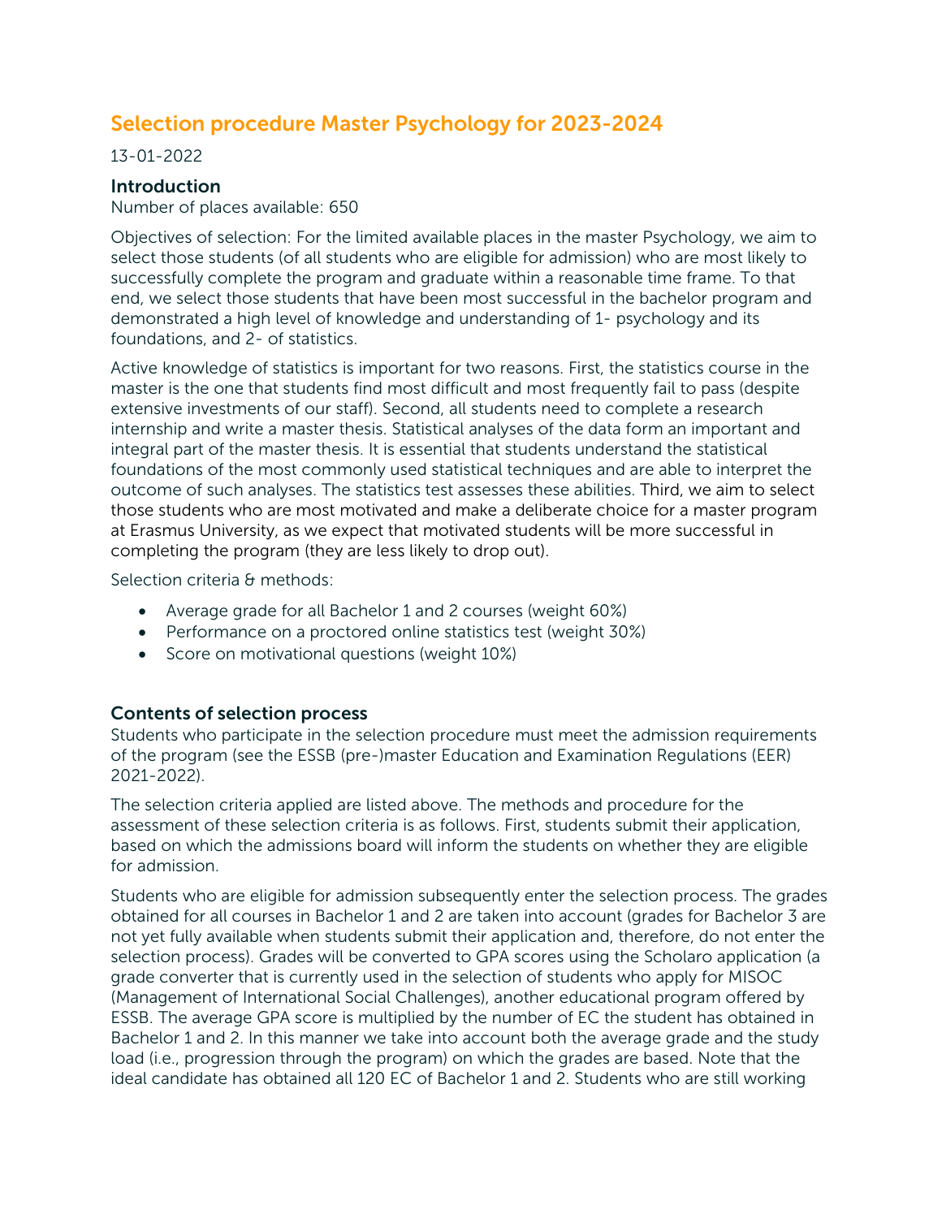# Selection procedure Master Psychology for 2023-2024

13-01-2022

## Introduction

Number of places available: 650

Objectives of selection: For the limited available places in the master Psychology, we aim to select those students (of all students who are eligible for admission) who are most likely to successfully complete the program and graduate within a reasonable time frame. To that end, we select those students that have been most successful in the bachelor program and demonstrated a high level of knowledge and understanding of 1- psychology and its foundations, and 2- of statistics.

Active knowledge of statistics is important for two reasons. First, the statistics course in the master is the one that students find most difficult and most frequently fail to pass (despite extensive investments of our staff). Second, all students need to complete a research internship and write a master thesis. Statistical analyses of the data form an important and integral part of the master thesis. It is essential that students understand the statistical foundations of the most commonly used statistical techniques and are able to interpret the outcome of such analyses. The statistics test assesses these abilities. Third, we aim to select those students who are most motivated and make a deliberate choice for a master program at Erasmus University, as we expect that motivated students will be more successful in completing the program (they are less likely to drop out).

Selection criteria & methods:

- Average grade for all Bachelor 1 and 2 courses (weight 60%)
- Performance on a proctored online statistics test (weight 30%)
- Score on motivational questions (weight 10%)

## Contents of selection process

Students who participate in the selection procedure must meet the admission requirements of the program (see the ESSB (pre-)master Education and Examination Regulations (EER) 2021-2022).

The selection criteria applied are listed above. The methods and procedure for the assessment of these selection criteria is as follows. First, students submit their application, based on which the admissions board will inform the students on whether they are eligible for admission.

Students who are eligible for admission subsequently enter the selection process. The grades obtained for all courses in Bachelor 1 and 2 are taken into account (grades for Bachelor 3 are not yet fully available when students submit their application and, therefore, do not enter the selection process). Grades will be converted to GPA scores using the Scholaro application (a grade converter that is currently used in the selection of students who apply for MISOC (Management of International Social Challenges), another educational program offered by ESSB. The average GPA score is multiplied by the number of EC the student has obtained in Bachelor 1 and 2. In this manner we take into account both the average grade and the study load (i.e., progression through the program) on which the grades are based. Note that the ideal candidate has obtained all 120 EC of Bachelor 1 and 2. Students who are still working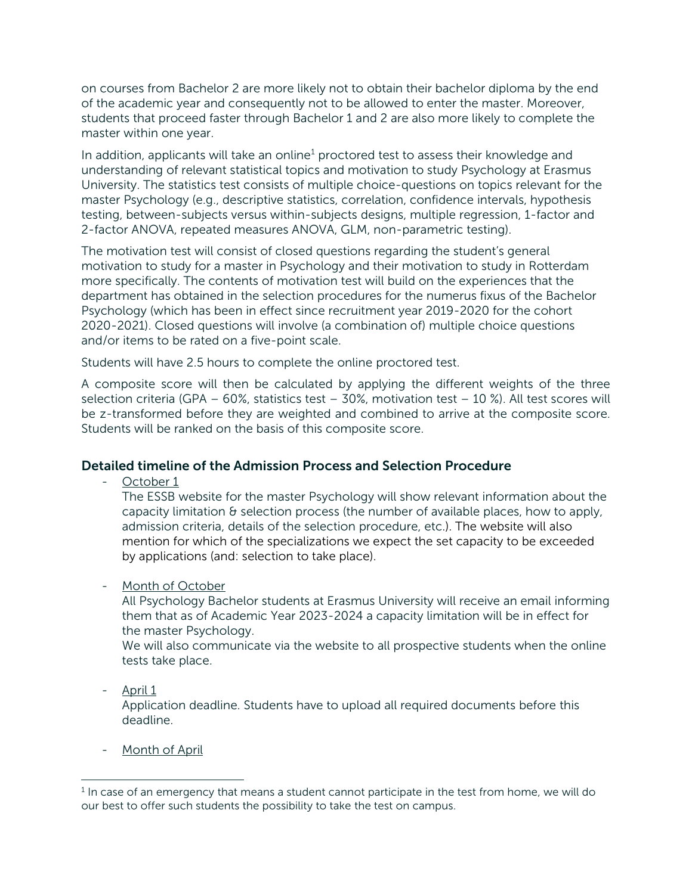on courses from Bachelor 2 are more likely not to obtain their bachelor diploma by the end of the academic year and consequently not to be allowed to enter the master. Moreover, students that proceed faster through Bachelor 1 and 2 are also more likely to complete the master within one year.

In addition, applicants will take an online[1] proctored test to assess their knowledge and understanding of relevant statistical topics and motivation to study Psychology at Erasmus University. The statistics test consists of multiple choice-questions on topics relevant for the master Psychology (e.g., descriptive statistics, correlation, confidence intervals, hypothesis testing, between-subjects versus within-subjects designs, multiple regression, 1-factor and 2-factor ANOVA, repeated measures ANOVA, GLM, non-parametric testing).

The motivation test will consist of closed questions regarding the student's general motivation to study for a master in Psychology and their motivation to study in Rotterdam more specifically. The contents of motivation test will build on the experiences that the department has obtained in the selection procedures for the numerus fixus of the Bachelor Psychology (which has been in effect since recruitment year 2019-2020 for the cohort 2020-2021). Closed questions will involve (a combination of) multiple choice questions and/or items to be rated on a five-point scale.

Students will have 2.5 hours to complete the online proctored test.

A composite score will then be calculated by applying the different weights of the three selection criteria (GPA – 60%, statistics test – 30%, motivation test – 10 %). All test scores will be z-transformed before they are weighted and combined to arrive at the composite score. Students will be ranked on the basis of this composite score.

### Detailed timeline of the Admission Process and Selection Procedure

- October 1
  The ESSB website for the master Psychology will show relevant information about the capacity limitation & selection process (the number of available places, how to apply, admission criteria, details of the selection procedure, etc.). The website will also mention for which of the specializations we expect the set capacity to be exceeded by applications (and: selection to take place).

- Month of October
  All Psychology Bachelor students at Erasmus University will receive an email informing them that as of Academic Year 2023-2024 a capacity limitation will be in effect for the master Psychology.
  We will also communicate via the website to all prospective students when the online tests take place.

- April 1
  Application deadline. Students have to upload all required documents before this deadline.

- Month of April

[1] In case of an emergency that means a student cannot participate in the test from home, we will do our best to offer such students the possibility to take the test on campus.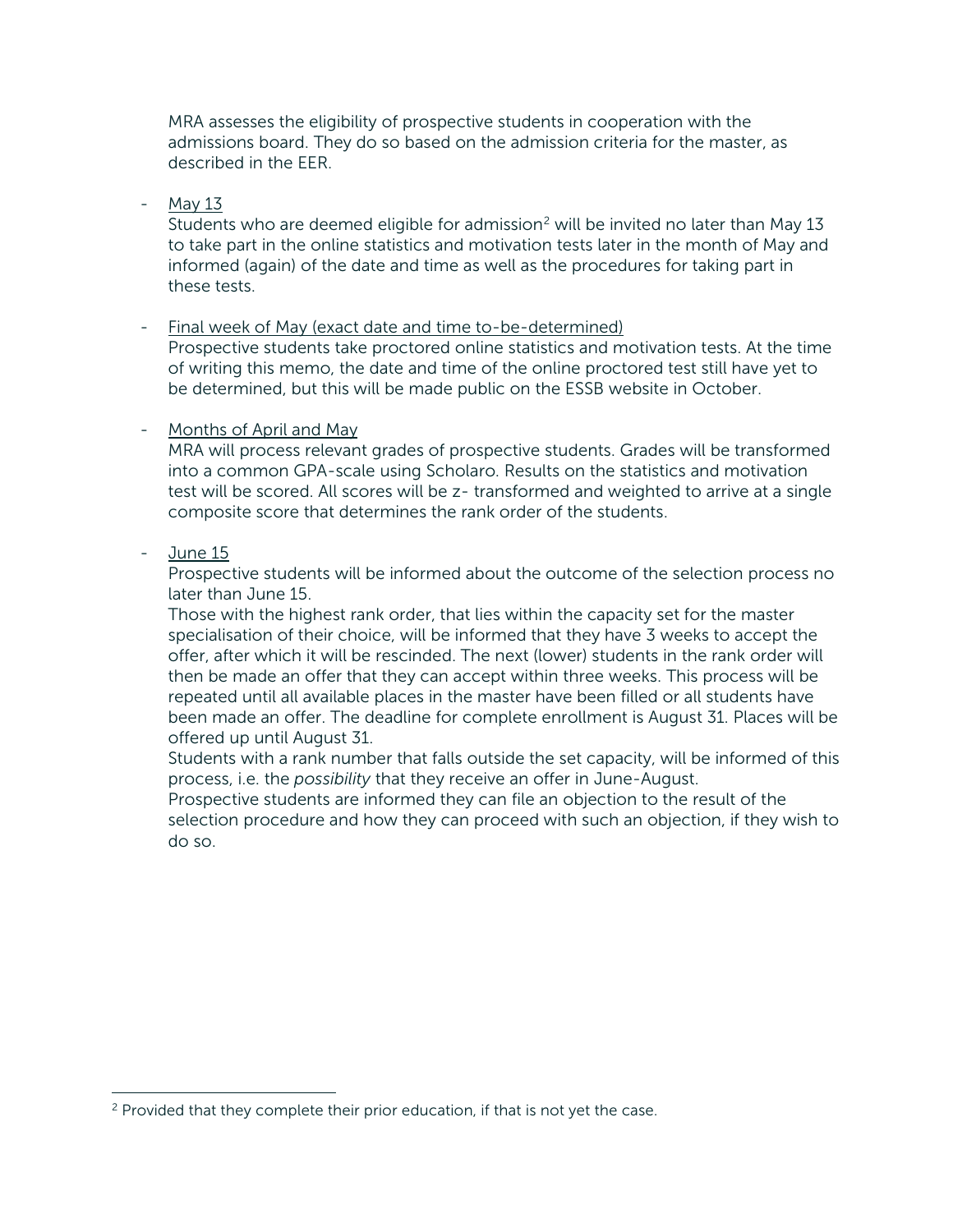MRA assesses the eligibility of prospective students in cooperation with the admissions board. They do so based on the admission criteria for the master, as described in the EER.

- May 13
  Students who are deemed eligible for admission[2] will be invited no later than May 13 to take part in the online statistics and motivation tests later in the month of May and informed (again) of the date and time as well as the procedures for taking part in these tests.

- Final week of May (exact date and time to-be-determined)
  Prospective students take proctored online statistics and motivation tests. At the time of writing this memo, the date and time of the online proctored test still have yet to be determined, but this will be made public on the ESSB website in October.

- Months of April and May
  MRA will process relevant grades of prospective students. Grades will be transformed into a common GPA-scale using Scholaro. Results on the statistics and motivation test will be scored. All scores will be z- transformed and weighted to arrive at a single composite score that determines the rank order of the students.

- June 15
  Prospective students will be informed about the outcome of the selection process no later than June 15.
  Those with the highest rank order, that lies within the capacity set for the master specialisation of their choice, will be informed that they have 3 weeks to accept the offer, after which it will be rescinded. The next (lower) students in the rank order will then be made an offer that they can accept within three weeks. This process will be repeated until all available places in the master have been filled or all students have been made an offer. The deadline for complete enrollment is August 31. Places will be offered up until August 31.
  Students with a rank number that falls outside the set capacity, will be informed of this process, i.e. the *possibility* that they receive an offer in June-August.
  Prospective students are informed they can file an objection to the result of the selection procedure and how they can proceed with such an objection, if they wish to do so.

[2] Provided that they complete their prior education, if that is not yet the case.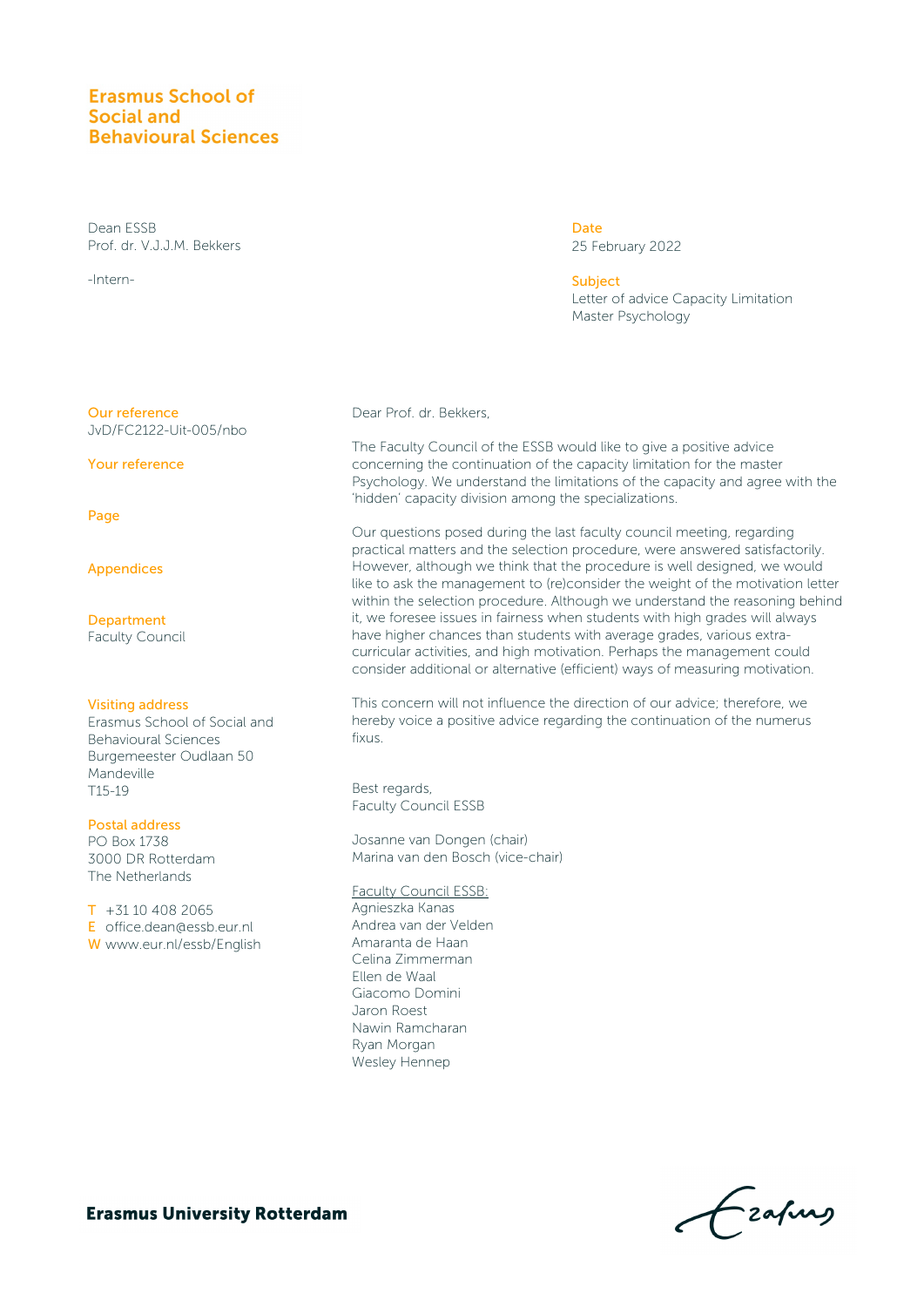**Erasmus School of Social and Behavioural Sciences**

Dean ESSB
Prof. dr. V.J.J.M. Bekkers

-Intern-

**Date**
25 February 2022

**Subject**
Letter of advice Capacity Limitation Master Psychology

**Our reference**
JvD/FC2122-Uit-005/nbo

**Your reference**

**Page**

**Appendices**

**Department**
Faculty Council

**Visiting address**
Erasmus School of Social and Behavioural Sciences
Burgemeester Oudlaan 50
Mandeville
T15-19

**Postal address**
PO Box 1738
3000 DR Rotterdam
The Netherlands

T +31 10 408 2065
E office.dean@essb.eur.nl
W www.eur.nl/essb/English

Dear Prof. dr. Bekkers,

The Faculty Council of the ESSB would like to give a positive advice concerning the continuation of the capacity limitation for the master Psychology. We understand the limitations of the capacity and agree with the 'hidden' capacity division among the specializations.

Our questions posed during the last faculty council meeting, regarding practical matters and the selection procedure, were answered satisfactorily. However, although we think that the procedure is well designed, we would like to ask the management to (re)consider the weight of the motivation letter within the selection procedure. Although we understand the reasoning behind it, we foresee issues in fairness when students with high grades will always have higher chances than students with average grades, various extra-curricular activities, and high motivation. Perhaps the management could consider additional or alternative (efficient) ways of measuring motivation.

This concern will not influence the direction of our advice; therefore, we hereby voice a positive advice regarding the continuation of the numerus fixus.

Best regards,
Faculty Council ESSB

Josanne van Dongen (chair)
Marina van den Bosch (vice-chair)

Faculty Council ESSB:
Agnieszka Kanas
Andrea van der Velden
Amaranta de Haan
Celina Zimmerman
Ellen de Waal
Giacomo Domini
Jaron Roest
Nawin Ramcharan
Ryan Morgan
Wesley Hennep

**Erasmus University Rotterdam**